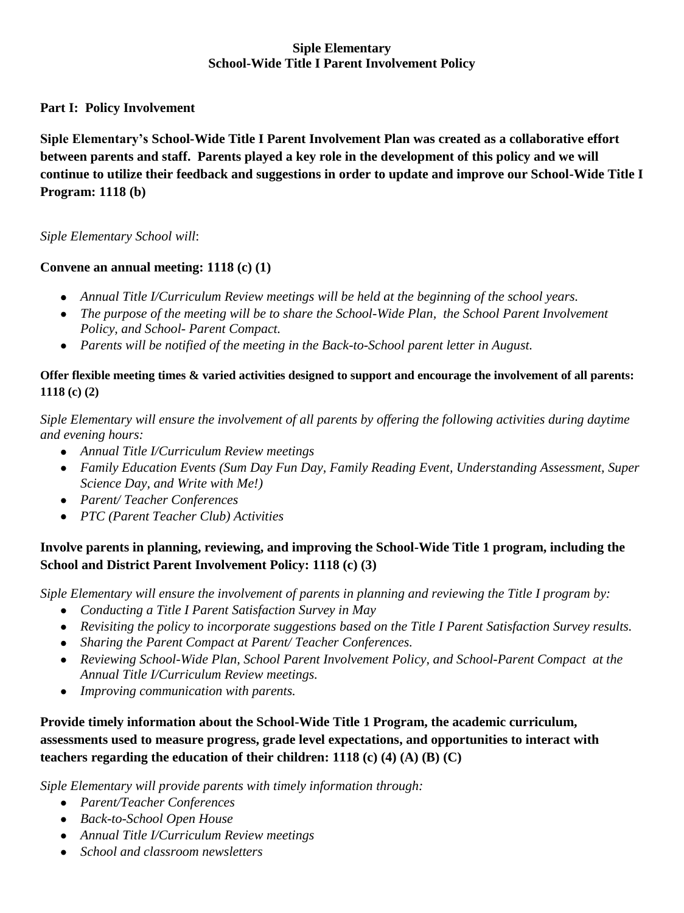# Siple Elementary
# School-Wide Title I Parent Involvement Policy

**Part I: Policy Involvement**

**Siple Elementary's School-Wide Title I Parent Involvement Plan was created as a collaborative effort between parents and staff. Parents played a key role in the development of this policy and we will continue to utilize their feedback and suggestions in order to update and improve our School-Wide Title I Program: 1118 (b)**

*Siple Elementary School will*:

**Convene an annual meeting: 1118 (c) (1)**

- *Annual Title I/Curriculum Review meetings will be held at the beginning of the school years.*
- *The purpose of the meeting will be to share the School-Wide Plan, the School Parent Involvement Policy, and School- Parent Compact.*
- *Parents will be notified of the meeting in the Back-to-School parent letter in August.*

**Offer flexible meeting times & varied activities designed to support and encourage the involvement of all parents: 1118 (c) (2)**

*Siple Elementary will ensure the involvement of all parents by offering the following activities during daytime and evening hours:*

- *Annual Title I/Curriculum Review meetings*
- *Family Education Events (Sum Day Fun Day, Family Reading Event, Understanding Assessment, Super Science Day, and Write with Me!)*
- *Parent/ Teacher Conferences*
- *PTC (Parent Teacher Club) Activities*

**Involve parents in planning, reviewing, and improving the School-Wide Title 1 program, including the School and District Parent Involvement Policy: 1118 (c) (3)**

*Siple Elementary will ensure the involvement of parents in planning and reviewing the Title I program by:*

- *Conducting a Title I Parent Satisfaction Survey in May*
- *Revisiting the policy to incorporate suggestions based on the Title I Parent Satisfaction Survey results.*
- *Sharing the Parent Compact at Parent/ Teacher Conferences.*
- *Reviewing School-Wide Plan, School Parent Involvement Policy, and School-Parent Compact at the Annual Title I/Curriculum Review meetings.*
- *Improving communication with parents.*

**Provide timely information about the School-Wide Title 1 Program, the academic curriculum, assessments used to measure progress, grade level expectations, and opportunities to interact with teachers regarding the education of their children: 1118 (c) (4) (A) (B) (C)**

*Siple Elementary will provide parents with timely information through:*

- *Parent/Teacher Conferences*
- *Back-to-School Open House*
- *Annual Title I/Curriculum Review meetings*
- *School and classroom newsletters*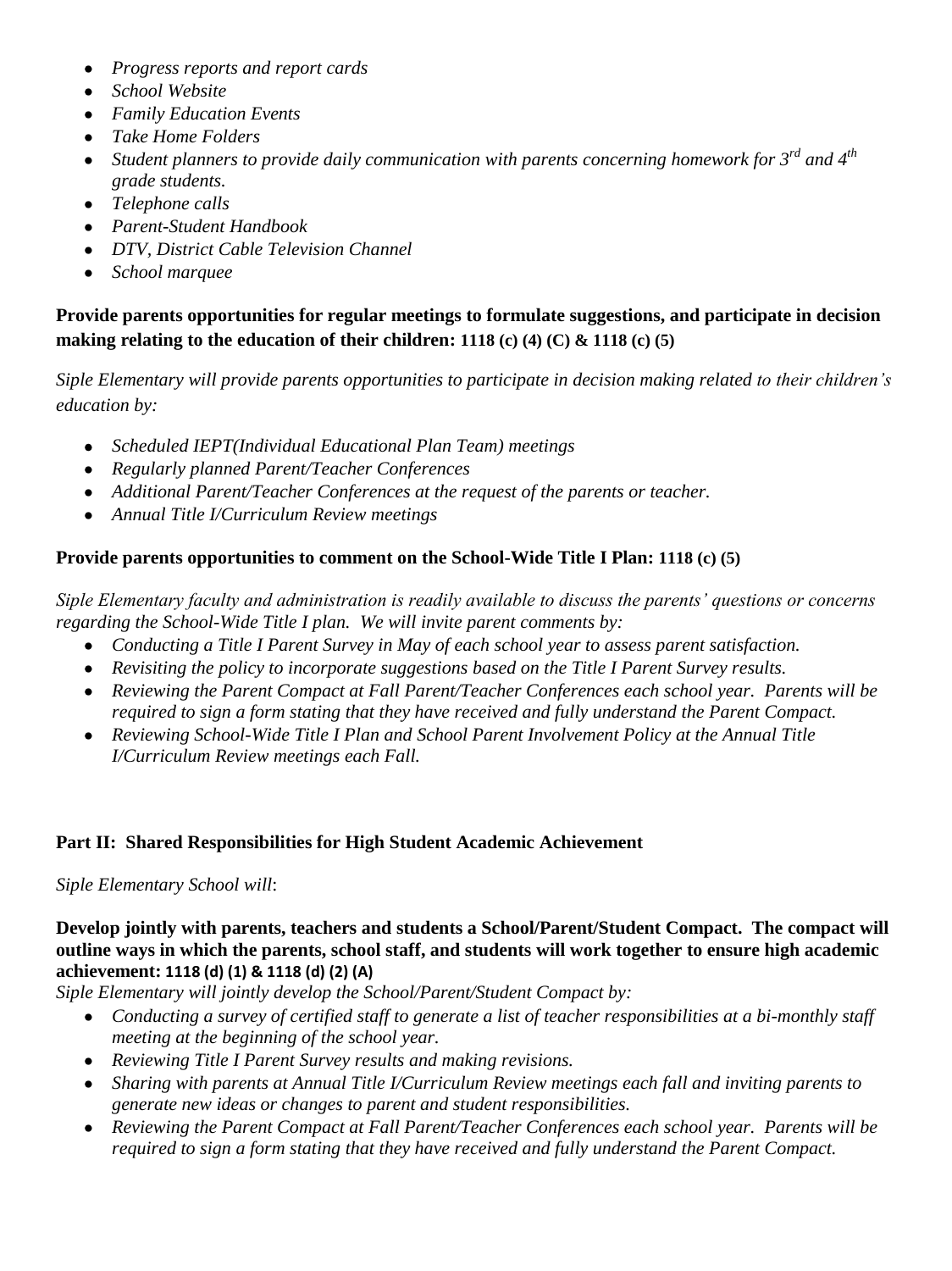- *Progress reports and report cards*
- *School Website*
- *Family Education Events*
- *Take Home Folders*
- *Student planners to provide daily communication with parents concerning homework for 3rd and 4th grade students.*
- *Telephone calls*
- *Parent-Student Handbook*
- *DTV, District Cable Television Channel*
- *School marquee*

**Provide parents opportunities for regular meetings to formulate suggestions, and participate in decision making relating to the education of their children: 1118 (c) (4) (C) & 1118 (c) (5)**

*Siple Elementary will provide parents opportunities to participate in decision making related to their children's education by:*

- *Scheduled IEPT(Individual Educational Plan Team) meetings*
- *Regularly planned Parent/Teacher Conferences*
- *Additional Parent/Teacher Conferences at the request of the parents or teacher.*
- *Annual Title I/Curriculum Review meetings*

**Provide parents opportunities to comment on the School-Wide Title I Plan: 1118 (c) (5)**

*Siple Elementary faculty and administration is readily available to discuss the parents' questions or concerns regarding the School-Wide Title I plan. We will invite parent comments by:*

- *Conducting a Title I Parent Survey in May of each school year to assess parent satisfaction.*
- *Revisiting the policy to incorporate suggestions based on the Title I Parent Survey results.*
- *Reviewing the Parent Compact at Fall Parent/Teacher Conferences each school year. Parents will be required to sign a form stating that they have received and fully understand the Parent Compact.*
- *Reviewing School-Wide Title I Plan and School Parent Involvement Policy at the Annual Title I/Curriculum Review meetings each Fall.*

## Part II: Shared Responsibilities for High Student Academic Achievement

*Siple Elementary School will*:

**Develop jointly with parents, teachers and students a School/Parent/Student Compact. The compact will outline ways in which the parents, school staff, and students will work together to ensure high academic achievement: 1118 (d) (1) & 1118 (d) (2) (A)**

*Siple Elementary will jointly develop the School/Parent/Student Compact by:*

- *Conducting a survey of certified staff to generate a list of teacher responsibilities at a bi-monthly staff meeting at the beginning of the school year.*
- *Reviewing Title I Parent Survey results and making revisions.*
- *Sharing with parents at Annual Title I/Curriculum Review meetings each fall and inviting parents to generate new ideas or changes to parent and student responsibilities.*
- *Reviewing the Parent Compact at Fall Parent/Teacher Conferences each school year. Parents will be required to sign a form stating that they have received and fully understand the Parent Compact.*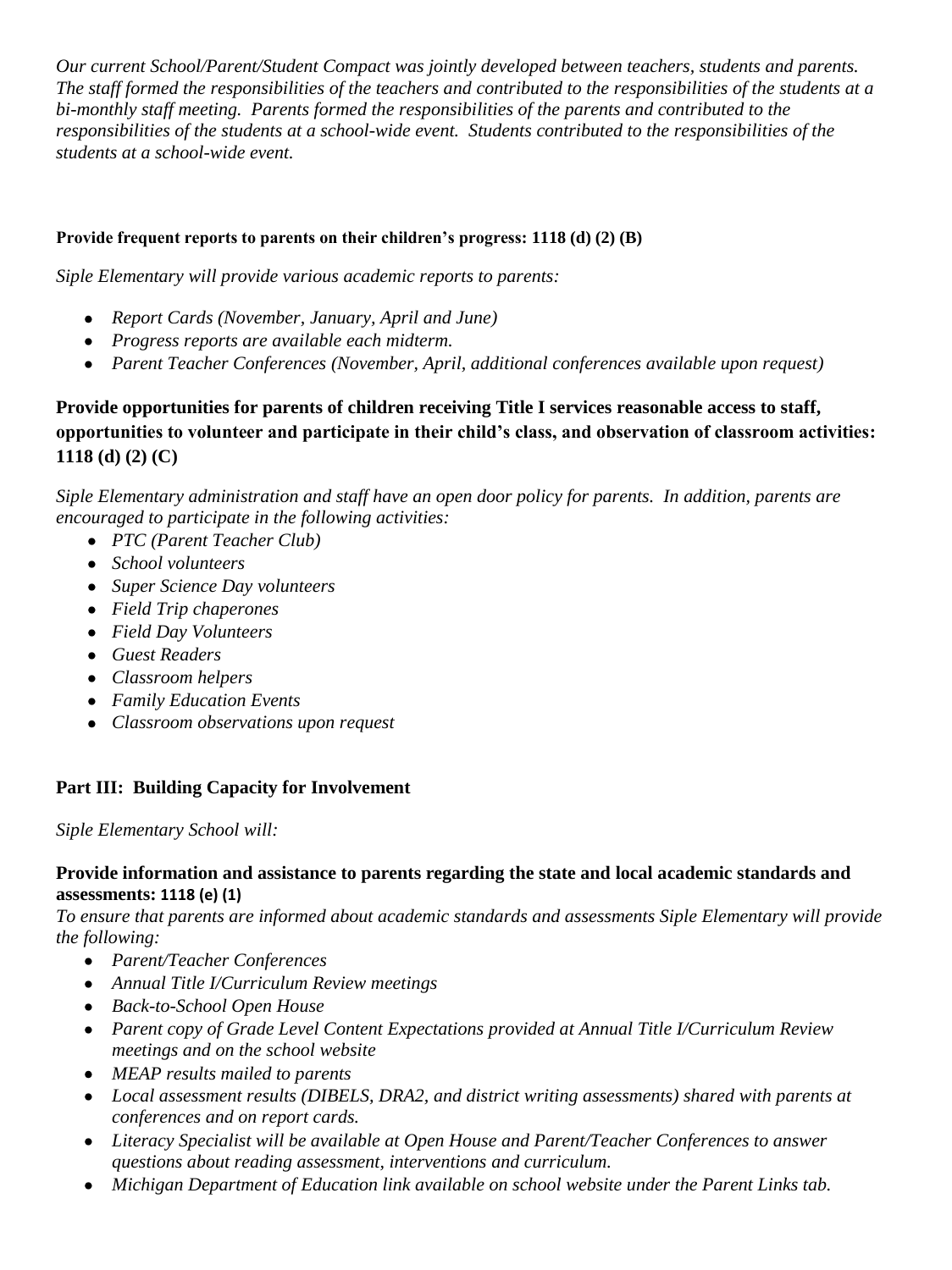*Our current School/Parent/Student Compact was jointly developed between teachers, students and parents. The staff formed the responsibilities of the teachers and contributed to the responsibilities of the students at a bi-monthly staff meeting. Parents formed the responsibilities of the parents and contributed to the responsibilities of the students at a school-wide event. Students contributed to the responsibilities of the students at a school-wide event.*

**Provide frequent reports to parents on their children's progress: 1118 (d) (2) (B)**

*Siple Elementary will provide various academic reports to parents:*

- *Report Cards (November, January, April and June)*
- *Progress reports are available each midterm.*
- *Parent Teacher Conferences (November, April, additional conferences available upon request)*

**Provide opportunities for parents of children receiving Title I services reasonable access to staff, opportunities to volunteer and participate in their child's class, and observation of classroom activities: 1118 (d) (2) (C)**

*Siple Elementary administration and staff have an open door policy for parents. In addition, parents are encouraged to participate in the following activities:*

- *PTC (Parent Teacher Club)*
- *School volunteers*
- *Super Science Day volunteers*
- *Field Trip chaperones*
- *Field Day Volunteers*
- *Guest Readers*
- *Classroom helpers*
- *Family Education Events*
- *Classroom observations upon request*

## Part III: Building Capacity for Involvement

*Siple Elementary School will:*

**Provide information and assistance to parents regarding the state and local academic standards and assessments: 1118 (e) (1)**

*To ensure that parents are informed about academic standards and assessments Siple Elementary will provide the following:*

- *Parent/Teacher Conferences*
- *Annual Title I/Curriculum Review meetings*
- *Back-to-School Open House*
- *Parent copy of Grade Level Content Expectations provided at Annual Title I/Curriculum Review meetings and on the school website*
- *MEAP results mailed to parents*
- *Local assessment results (DIBELS, DRA2, and district writing assessments) shared with parents at conferences and on report cards.*
- *Literacy Specialist will be available at Open House and Parent/Teacher Conferences to answer questions about reading assessment, interventions and curriculum.*
- *Michigan Department of Education link available on school website under the Parent Links tab.*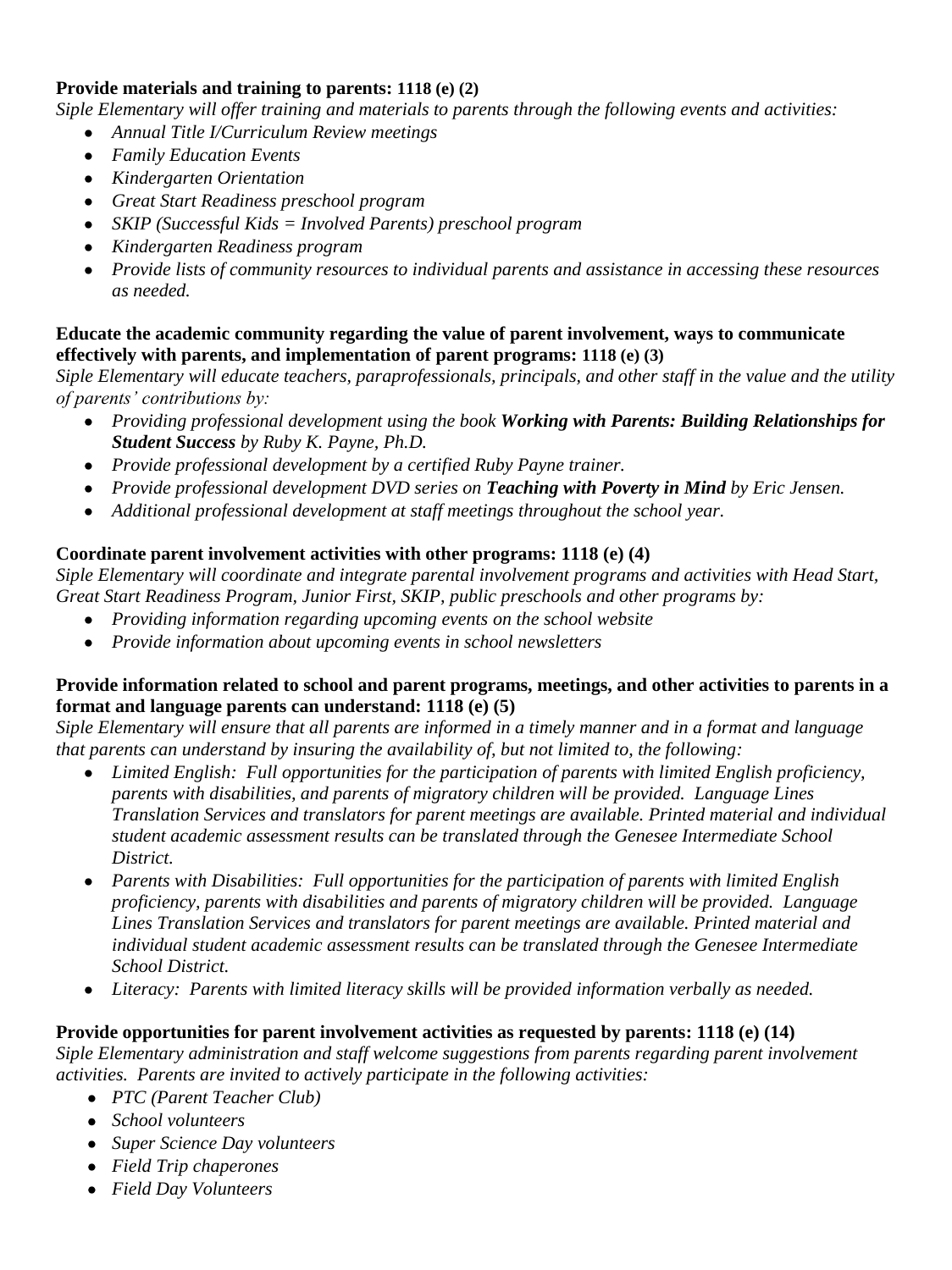**Provide materials and training to parents: 1118 (e) (2)**

*Siple Elementary will offer training and materials to parents through the following events and activities:*

- *Annual Title I/Curriculum Review meetings*
- *Family Education Events*
- *Kindergarten Orientation*
- *Great Start Readiness preschool program*
- *SKIP (Successful Kids = Involved Parents) preschool program*
- *Kindergarten Readiness program*
- *Provide lists of community resources to individual parents and assistance in accessing these resources as needed.*

**Educate the academic community regarding the value of parent involvement, ways to communicate effectively with parents, and implementation of parent programs: 1118 (e) (3)**

*Siple Elementary will educate teachers, paraprofessionals, principals, and other staff in the value and the utility of parents' contributions by:*

- *Providing professional development using the book* ***Working with Parents: Building Relationships for Student Success*** *by Ruby K. Payne, Ph.D.*
- *Provide professional development by a certified Ruby Payne trainer.*
- *Provide professional development DVD series on* ***Teaching with Poverty in Mind*** *by Eric Jensen.*
- *Additional professional development at staff meetings throughout the school year.*

**Coordinate parent involvement activities with other programs: 1118 (e) (4)**

*Siple Elementary will coordinate and integrate parental involvement programs and activities with Head Start, Great Start Readiness Program, Junior First, SKIP, public preschools and other programs by:*

- *Providing information regarding upcoming events on the school website*
- *Provide information about upcoming events in school newsletters*

**Provide information related to school and parent programs, meetings, and other activities to parents in a format and language parents can understand: 1118 (e) (5)**

*Siple Elementary will ensure that all parents are informed in a timely manner and in a format and language that parents can understand by insuring the availability of, but not limited to, the following:*

- *Limited English: Full opportunities for the participation of parents with limited English proficiency, parents with disabilities, and parents of migratory children will be provided. Language Lines Translation Services and translators for parent meetings are available. Printed material and individual student academic assessment results can be translated through the Genesee Intermediate School District.*
- *Parents with Disabilities: Full opportunities for the participation of parents with limited English proficiency, parents with disabilities and parents of migratory children will be provided. Language Lines Translation Services and translators for parent meetings are available. Printed material and individual student academic assessment results can be translated through the Genesee Intermediate School District.*
- *Literacy: Parents with limited literacy skills will be provided information verbally as needed.*

**Provide opportunities for parent involvement activities as requested by parents: 1118 (e) (14)**

*Siple Elementary administration and staff welcome suggestions from parents regarding parent involvement activities. Parents are invited to actively participate in the following activities:*

- *PTC (Parent Teacher Club)*
- *School volunteers*
- *Super Science Day volunteers*
- *Field Trip chaperones*
- *Field Day Volunteers*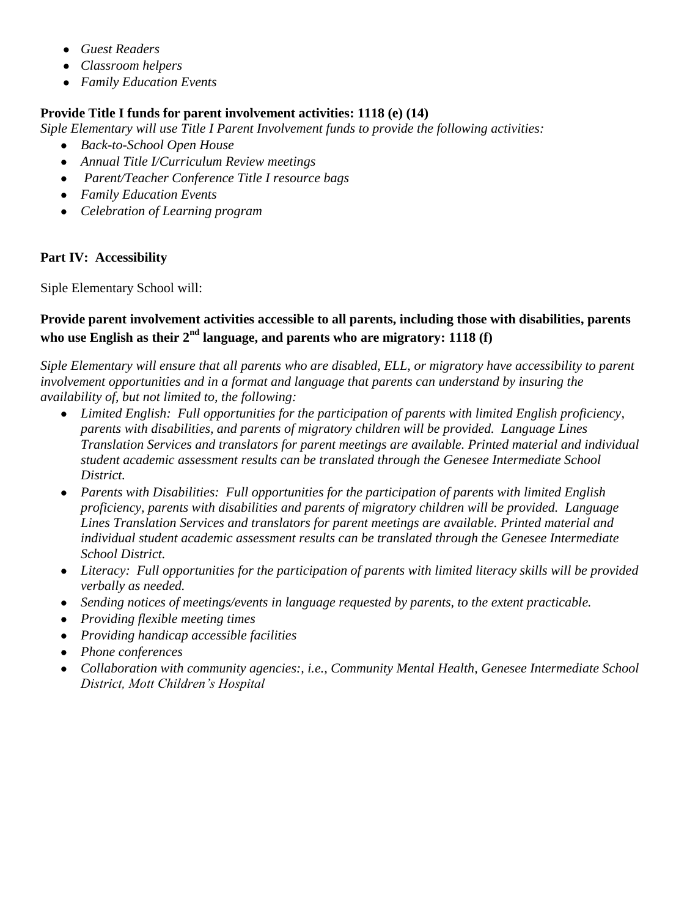- *Guest Readers*
- *Classroom helpers*
- *Family Education Events*

**Provide Title I funds for parent involvement activities: 1118 (e) (14)**
*Siple Elementary will use Title I Parent Involvement funds to provide the following activities:*

- *Back-to-School Open House*
- *Annual Title I/Curriculum Review meetings*
- *Parent/Teacher Conference Title I resource bags*
- *Family Education Events*
- *Celebration of Learning program*

**Part IV: Accessibility**

Siple Elementary School will:

**Provide parent involvement activities accessible to all parents, including those with disabilities, parents who use English as their 2nd language, and parents who are migratory: 1118 (f)**

*Siple Elementary will ensure that all parents who are disabled, ELL, or migratory have accessibility to parent involvement opportunities and in a format and language that parents can understand by insuring the availability of, but not limited to, the following:*

- *Limited English: Full opportunities for the participation of parents with limited English proficiency, parents with disabilities, and parents of migratory children will be provided. Language Lines Translation Services and translators for parent meetings are available. Printed material and individual student academic assessment results can be translated through the Genesee Intermediate School District.*
- *Parents with Disabilities: Full opportunities for the participation of parents with limited English proficiency, parents with disabilities and parents of migratory children will be provided. Language Lines Translation Services and translators for parent meetings are available. Printed material and individual student academic assessment results can be translated through the Genesee Intermediate School District.*
- *Literacy: Full opportunities for the participation of parents with limited literacy skills will be provided verbally as needed.*
- *Sending notices of meetings/events in language requested by parents, to the extent practicable.*
- *Providing flexible meeting times*
- *Providing handicap accessible facilities*
- *Phone conferences*
- *Collaboration with community agencies:, i.e., Community Mental Health, Genesee Intermediate School District, Mott Children's Hospital*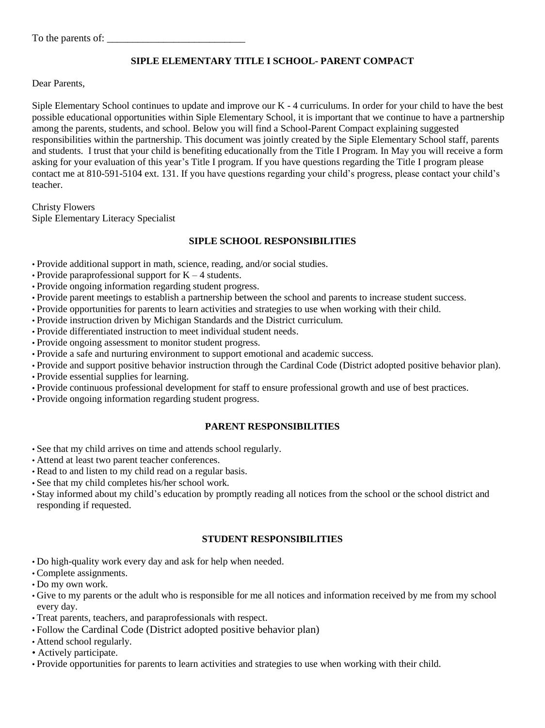To the parents of: ___________________________

## SIPLE ELEMENTARY TITLE I SCHOOL- PARENT COMPACT

Dear Parents,

Siple Elementary School continues to update and improve our K - 4 curriculums. In order for your child to have the best possible educational opportunities within Siple Elementary School, it is important that we continue to have a partnership among the parents, students, and school. Below you will find a School-Parent Compact explaining suggested responsibilities within the partnership. This document was jointly created by the Siple Elementary School staff, parents and students. I trust that your child is benefiting educationally from the Title I Program. In May you will receive a form asking for your evaluation of this year's Title I program. If you have questions regarding the Title I program please contact me at 810-591-5104 ext. 131. If you have questions regarding your child's progress, please contact your child's teacher.

Christy Flowers
Siple Elementary Literacy Specialist

### SIPLE SCHOOL RESPONSIBILITIES

- Provide additional support in math, science, reading, and/or social studies.
- Provide paraprofessional support for K – 4 students.
- Provide ongoing information regarding student progress.
- Provide parent meetings to establish a partnership between the school and parents to increase student success.
- Provide opportunities for parents to learn activities and strategies to use when working with their child.
- Provide instruction driven by Michigan Standards and the District curriculum.
- Provide differentiated instruction to meet individual student needs.
- Provide ongoing assessment to monitor student progress.
- Provide a safe and nurturing environment to support emotional and academic success.
- Provide and support positive behavior instruction through the Cardinal Code (District adopted positive behavior plan).
- Provide essential supplies for learning.
- Provide continuous professional development for staff to ensure professional growth and use of best practices.
- Provide ongoing information regarding student progress.

### PARENT RESPONSIBILITIES

- See that my child arrives on time and attends school regularly.
- Attend at least two parent teacher conferences.
- Read to and listen to my child read on a regular basis.
- See that my child completes his/her school work.
- Stay informed about my child's education by promptly reading all notices from the school or the school district and responding if requested.

### STUDENT RESPONSIBILITIES

- Do high-quality work every day and ask for help when needed.
- Complete assignments.
- Do my own work.
- Give to my parents or the adult who is responsible for me all notices and information received by me from my school every day.
- Treat parents, teachers, and paraprofessionals with respect.
- Follow the Cardinal Code (District adopted positive behavior plan)
- Attend school regularly.
- Actively participate.
- Provide opportunities for parents to learn activities and strategies to use when working with their child.